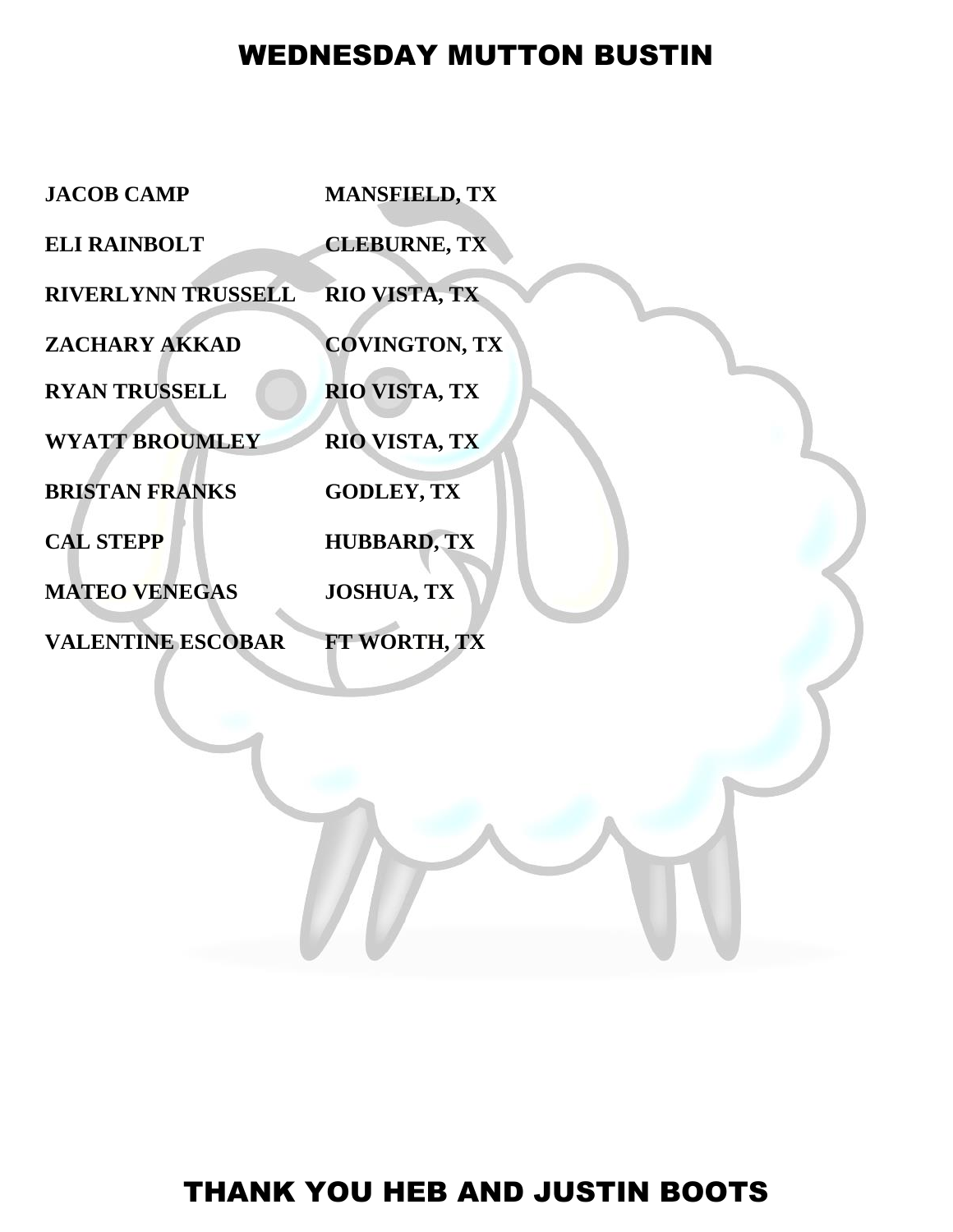# WEDNESDAY MUTTON BUSTIN

| | |
|---|---|
| **JACOB CAMP** | **MANSFIELD, TX** |
| **ELI RAINBOLT** | **CLEBURNE, TX** |
| **RIVERLYNN TRUSSELL** | **RIO VISTA, TX** |
| **ZACHARY AKKAD** | **COVINGTON, TX** |
| **RYAN TRUSSELL** | **RIO VISTA, TX** |
| **WYATT BROUMLEY** | **RIO VISTA, TX** |
| **BRISTAN FRANKS** | **GODLEY, TX** |
| **CAL STEPP** | **HUBBARD, TX** |
| **MATEO VENEGAS** | **JOSHUA, TX** |
| **VALENTINE ESCOBAR** | **FT WORTH, TX** |

## THANK YOU HEB AND JUSTIN BOOTS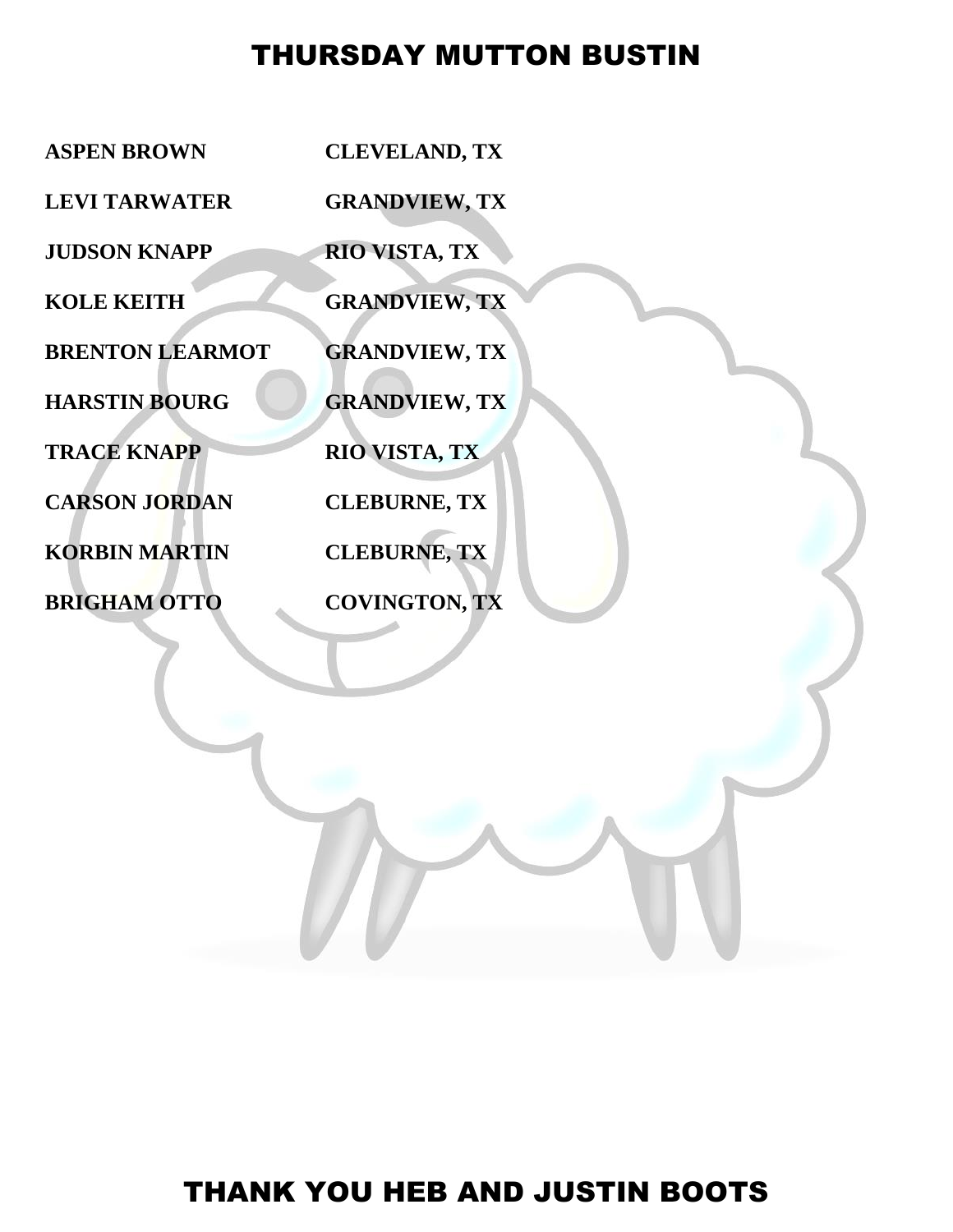# THURSDAY MUTTON BUSTIN

| | |
|---|---|
| **ASPEN BROWN** | **CLEVELAND, TX** |
| **LEVI TARWATER** | **GRANDVIEW, TX** |
| **JUDSON KNAPP** | **RIO VISTA, TX** |
| **KOLE KEITH** | **GRANDVIEW, TX** |
| **BRENTON LEARMOT** | **GRANDVIEW, TX** |
| **HARSTIN BOURG** | **GRANDVIEW, TX** |
| **TRACE KNAPP** | **RIO VISTA, TX** |
| **CARSON JORDAN** | **CLEBURNE, TX** |
| **KORBIN MARTIN** | **CLEBURNE, TX** |
| **BRIGHAM OTTO** | **COVINGTON, TX** |

## THANK YOU HEB AND JUSTIN BOOTS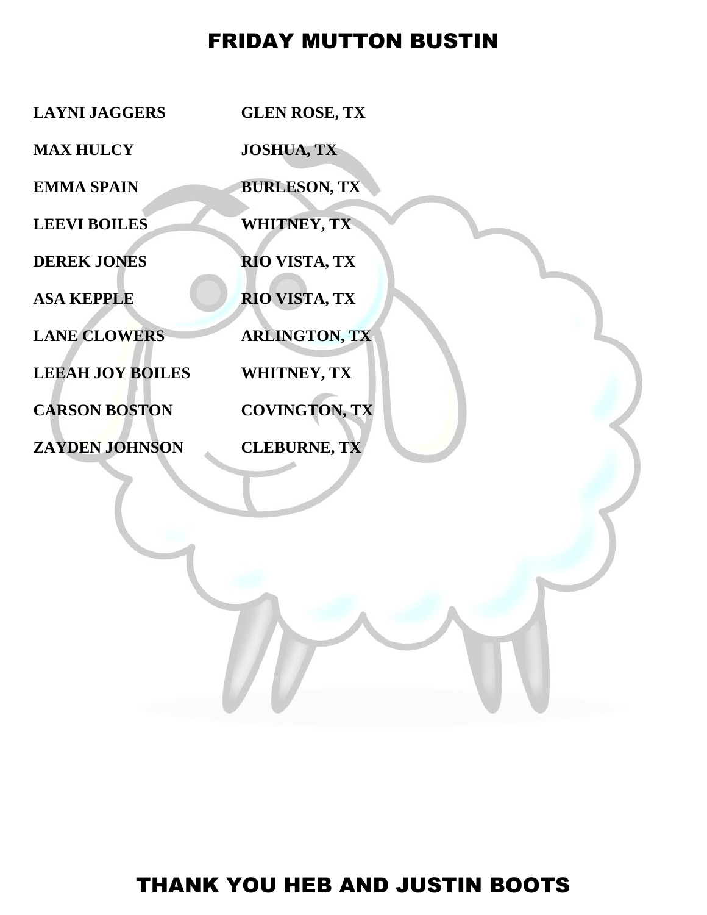# FRIDAY MUTTON BUSTIN

| | |
|---|---|
| **LAYNI JAGGERS** | **GLEN ROSE, TX** |
| **MAX HULCY** | **JOSHUA, TX** |
| **EMMA SPAIN** | **BURLESON, TX** |
| **LEEVI BOILES** | **WHITNEY, TX** |
| **DEREK JONES** | **RIO VISTA, TX** |
| **ASA KEPPLE** | **RIO VISTA, TX** |
| **LANE CLOWERS** | **ARLINGTON, TX** |
| **LEEAH JOY BOILES** | **WHITNEY, TX** |
| **CARSON BOSTON** | **COVINGTON, TX** |
| **ZAYDEN JOHNSON** | **CLEBURNE, TX** |

## THANK YOU HEB AND JUSTIN BOOTS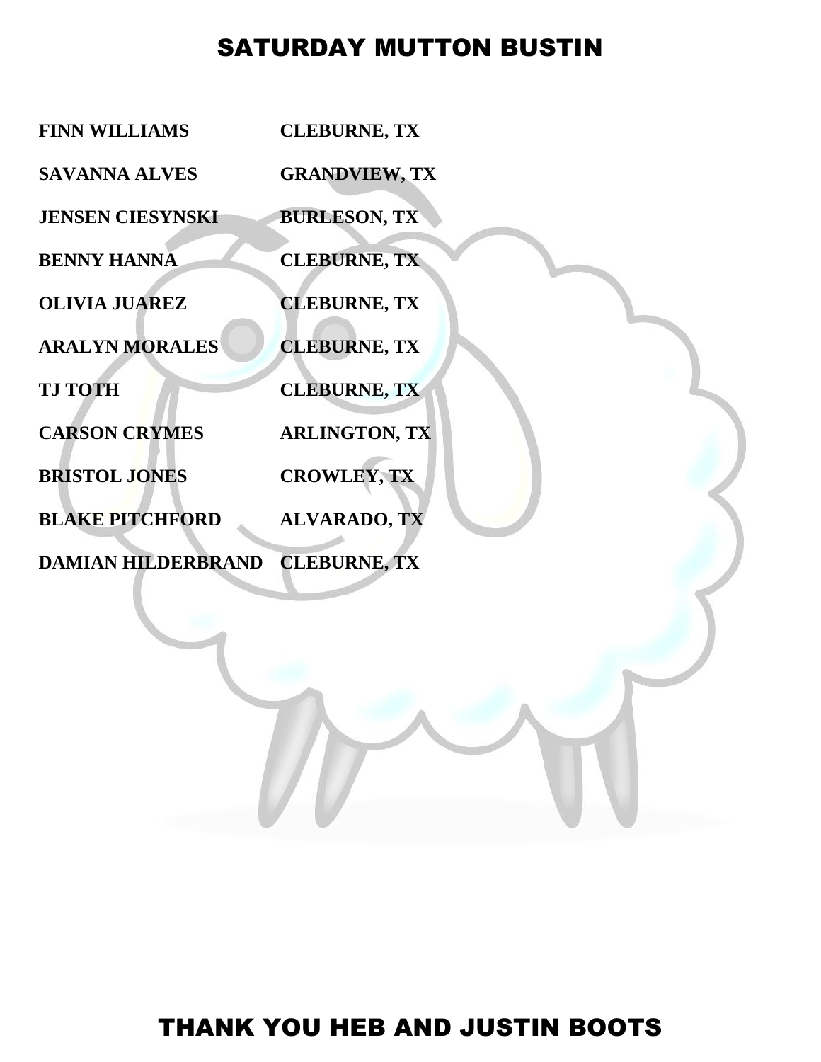# SATURDAY MUTTON BUSTIN

| | |
|---|---|
| **FINN WILLIAMS** | **CLEBURNE, TX** |
| **SAVANNA ALVES** | **GRANDVIEW, TX** |
| **JENSEN CIESYNSKI** | **BURLESON, TX** |
| **BENNY HANNA** | **CLEBURNE, TX** |
| **OLIVIA JUAREZ** | **CLEBURNE, TX** |
| **ARALYN MORALES** | **CLEBURNE, TX** |
| **TJ TOTH** | **CLEBURNE, TX** |
| **CARSON CRYMES** | **ARLINGTON, TX** |
| **BRISTOL JONES** | **CROWLEY, TX** |
| **BLAKE PITCHFORD** | **ALVARADO, TX** |
| **DAMIAN HILDERBRAND** | **CLEBURNE, TX** |

## THANK YOU HEB AND JUSTIN BOOTS